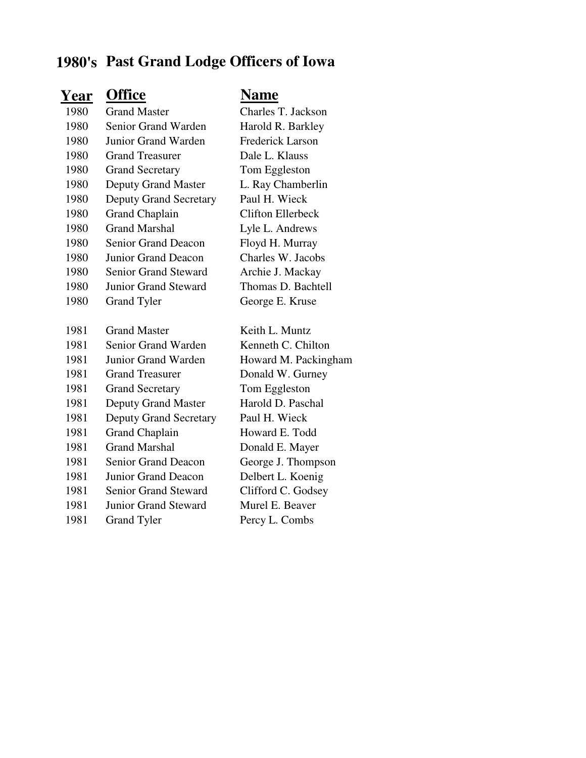# 1980's Past Grand Lodge Officers of Iowa

| Year | Office | Name |
|---|---|---|
| 1980 | Grand Master | Charles T. Jackson |
| 1980 | Senior Grand Warden | Harold R. Barkley |
| 1980 | Junior Grand Warden | Frederick Larson |
| 1980 | Grand Treasurer | Dale L. Klauss |
| 1980 | Grand Secretary | Tom Eggleston |
| 1980 | Deputy Grand Master | L. Ray Chamberlin |
| 1980 | Deputy Grand Secretary | Paul H. Wieck |
| 1980 | Grand Chaplain | Clifton Ellerbeck |
| 1980 | Grand Marshal | Lyle L. Andrews |
| 1980 | Senior Grand Deacon | Floyd H. Murray |
| 1980 | Junior Grand Deacon | Charles W. Jacobs |
| 1980 | Senior Grand Steward | Archie J. Mackay |
| 1980 | Junior Grand Steward | Thomas D. Bachtell |
| 1980 | Grand Tyler | George E. Kruse |
| 1981 | Grand Master | Keith L. Muntz |
| 1981 | Senior Grand Warden | Kenneth C. Chilton |
| 1981 | Junior Grand Warden | Howard M. Packingham |
| 1981 | Grand Treasurer | Donald W. Gurney |
| 1981 | Grand Secretary | Tom Eggleston |
| 1981 | Deputy Grand Master | Harold D. Paschal |
| 1981 | Deputy Grand Secretary | Paul H. Wieck |
| 1981 | Grand Chaplain | Howard E. Todd |
| 1981 | Grand Marshal | Donald E. Mayer |
| 1981 | Senior Grand Deacon | George J. Thompson |
| 1981 | Junior Grand Deacon | Delbert L. Koenig |
| 1981 | Senior Grand Steward | Clifford C. Godsey |
| 1981 | Junior Grand Steward | Murel E. Beaver |
| 1981 | Grand Tyler | Percy L. Combs |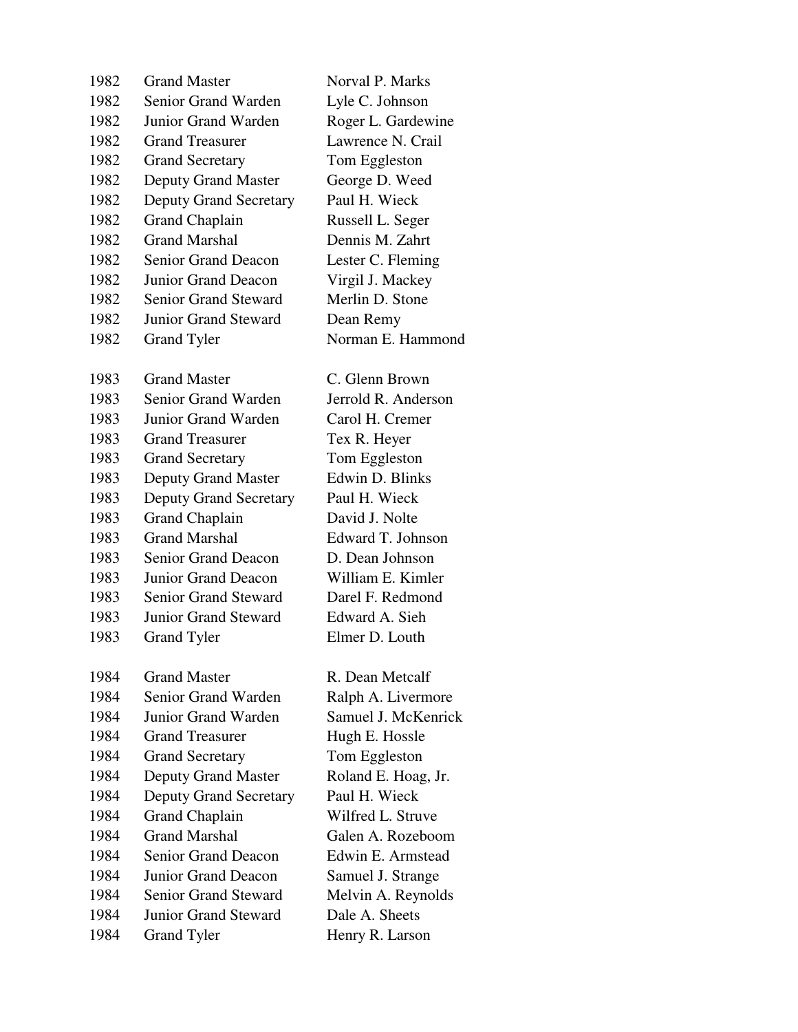| | | |
|---|---|---|
| 1982 | Grand Master | Norval P. Marks |
| 1982 | Senior Grand Warden | Lyle C. Johnson |
| 1982 | Junior Grand Warden | Roger L. Gardewine |
| 1982 | Grand Treasurer | Lawrence N. Crail |
| 1982 | Grand Secretary | Tom Eggleston |
| 1982 | Deputy Grand Master | George D. Weed |
| 1982 | Deputy Grand Secretary | Paul H. Wieck |
| 1982 | Grand Chaplain | Russell L. Seger |
| 1982 | Grand Marshal | Dennis M. Zahrt |
| 1982 | Senior Grand Deacon | Lester C. Fleming |
| 1982 | Junior Grand Deacon | Virgil J. Mackey |
| 1982 | Senior Grand Steward | Merlin D. Stone |
| 1982 | Junior Grand Steward | Dean Remy |
| 1982 | Grand Tyler | Norman E. Hammond |
| 1983 | Grand Master | C. Glenn Brown |
| 1983 | Senior Grand Warden | Jerrold R. Anderson |
| 1983 | Junior Grand Warden | Carol H. Cremer |
| 1983 | Grand Treasurer | Tex R. Heyer |
| 1983 | Grand Secretary | Tom Eggleston |
| 1983 | Deputy Grand Master | Edwin D. Blinks |
| 1983 | Deputy Grand Secretary | Paul H. Wieck |
| 1983 | Grand Chaplain | David J. Nolte |
| 1983 | Grand Marshal | Edward T. Johnson |
| 1983 | Senior Grand Deacon | D. Dean Johnson |
| 1983 | Junior Grand Deacon | William E. Kimler |
| 1983 | Senior Grand Steward | Darel F. Redmond |
| 1983 | Junior Grand Steward | Edward A. Sieh |
| 1983 | Grand Tyler | Elmer D. Louth |
| 1984 | Grand Master | R. Dean Metcalf |
| 1984 | Senior Grand Warden | Ralph A. Livermore |
| 1984 | Junior Grand Warden | Samuel J. McKenrick |
| 1984 | Grand Treasurer | Hugh E. Hossle |
| 1984 | Grand Secretary | Tom Eggleston |
| 1984 | Deputy Grand Master | Roland E. Hoag, Jr. |
| 1984 | Deputy Grand Secretary | Paul H. Wieck |
| 1984 | Grand Chaplain | Wilfred L. Struve |
| 1984 | Grand Marshal | Galen A. Rozeboom |
| 1984 | Senior Grand Deacon | Edwin E. Armstead |
| 1984 | Junior Grand Deacon | Samuel J. Strange |
| 1984 | Senior Grand Steward | Melvin A. Reynolds |
| 1984 | Junior Grand Steward | Dale A. Sheets |
| 1984 | Grand Tyler | Henry R. Larson |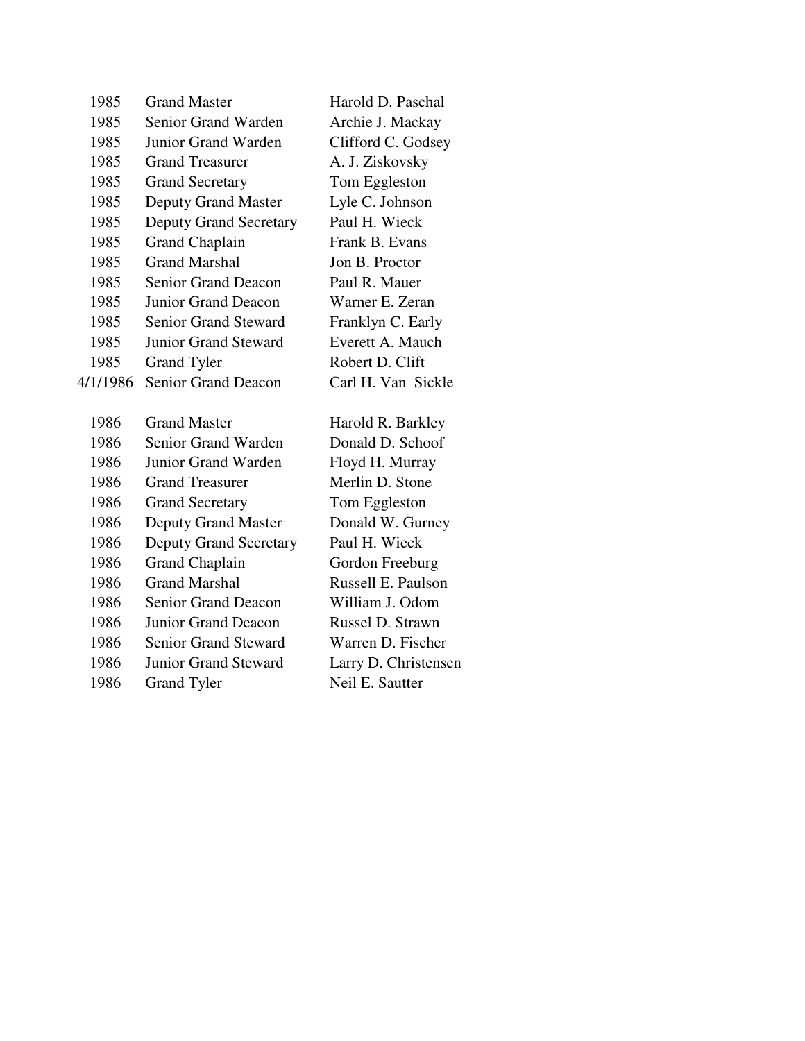| | | |
|---|---|---|
| 1985 | Grand Master | Harold D. Paschal |
| 1985 | Senior Grand Warden | Archie J. Mackay |
| 1985 | Junior Grand Warden | Clifford C. Godsey |
| 1985 | Grand Treasurer | A. J. Ziskovsky |
| 1985 | Grand Secretary | Tom Eggleston |
| 1985 | Deputy Grand Master | Lyle C. Johnson |
| 1985 | Deputy Grand Secretary | Paul H. Wieck |
| 1985 | Grand Chaplain | Frank B. Evans |
| 1985 | Grand Marshal | Jon B. Proctor |
| 1985 | Senior Grand Deacon | Paul R. Mauer |
| 1985 | Junior Grand Deacon | Warner E. Zeran |
| 1985 | Senior Grand Steward | Franklyn C. Early |
| 1985 | Junior Grand Steward | Everett A. Mauch |
| 1985 | Grand Tyler | Robert D. Clift |
| 4/1/1986 | Senior Grand Deacon | Carl H. Van Sickle |
| | | |
| 1986 | Grand Master | Harold R. Barkley |
| 1986 | Senior Grand Warden | Donald D. Schoof |
| 1986 | Junior Grand Warden | Floyd H. Murray |
| 1986 | Grand Treasurer | Merlin D. Stone |
| 1986 | Grand Secretary | Tom Eggleston |
| 1986 | Deputy Grand Master | Donald W. Gurney |
| 1986 | Deputy Grand Secretary | Paul H. Wieck |
| 1986 | Grand Chaplain | Gordon Freeburg |
| 1986 | Grand Marshal | Russell E. Paulson |
| 1986 | Senior Grand Deacon | William J. Odom |
| 1986 | Junior Grand Deacon | Russel D. Strawn |
| 1986 | Senior Grand Steward | Warren D. Fischer |
| 1986 | Junior Grand Steward | Larry D. Christensen |
| 1986 | Grand Tyler | Neil E. Sautter |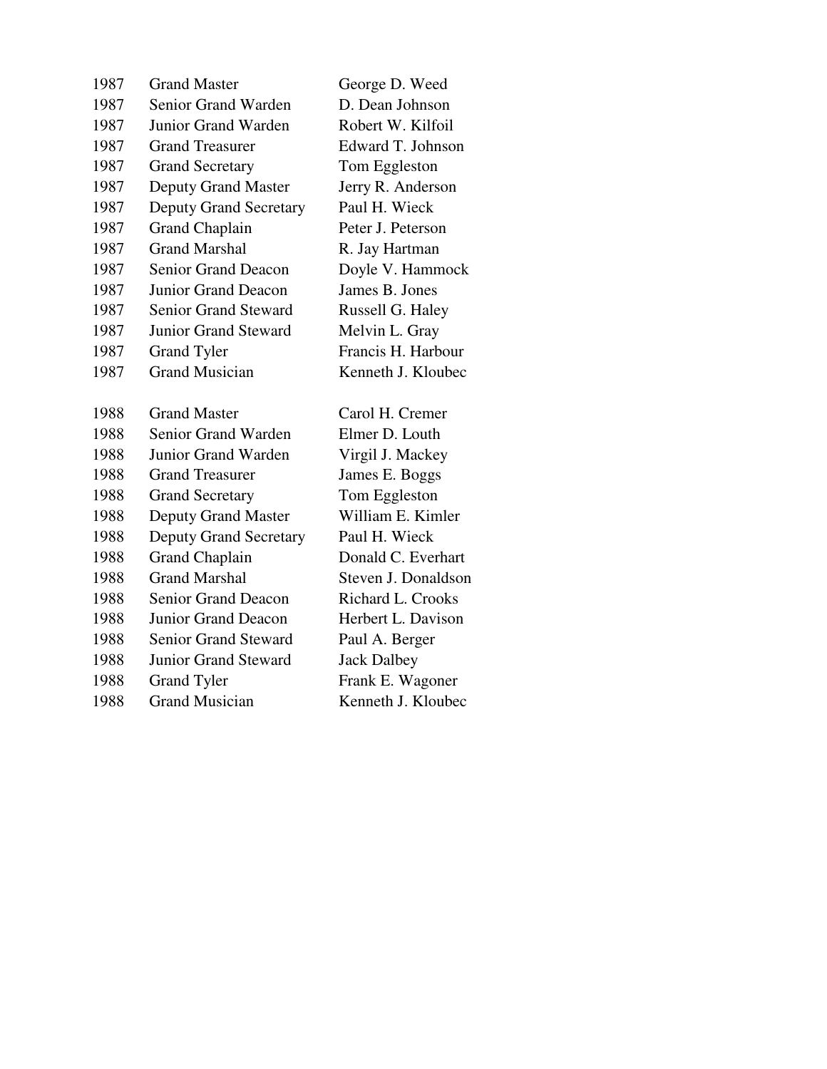| | | |
|---|---|---|
| 1987 | Grand Master | George D. Weed |
| 1987 | Senior Grand Warden | D. Dean Johnson |
| 1987 | Junior Grand Warden | Robert W. Kilfoil |
| 1987 | Grand Treasurer | Edward T. Johnson |
| 1987 | Grand Secretary | Tom Eggleston |
| 1987 | Deputy Grand Master | Jerry R. Anderson |
| 1987 | Deputy Grand Secretary | Paul H. Wieck |
| 1987 | Grand Chaplain | Peter J. Peterson |
| 1987 | Grand Marshal | R. Jay Hartman |
| 1987 | Senior Grand Deacon | Doyle V. Hammock |
| 1987 | Junior Grand Deacon | James B. Jones |
| 1987 | Senior Grand Steward | Russell G. Haley |
| 1987 | Junior Grand Steward | Melvin L. Gray |
| 1987 | Grand Tyler | Francis H. Harbour |
| 1987 | Grand Musician | Kenneth J. Kloubec |
| | | |
| 1988 | Grand Master | Carol H. Cremer |
| 1988 | Senior Grand Warden | Elmer D. Louth |
| 1988 | Junior Grand Warden | Virgil J. Mackey |
| 1988 | Grand Treasurer | James E. Boggs |
| 1988 | Grand Secretary | Tom Eggleston |
| 1988 | Deputy Grand Master | William E. Kimler |
| 1988 | Deputy Grand Secretary | Paul H. Wieck |
| 1988 | Grand Chaplain | Donald C. Everhart |
| 1988 | Grand Marshal | Steven J. Donaldson |
| 1988 | Senior Grand Deacon | Richard L. Crooks |
| 1988 | Junior Grand Deacon | Herbert L. Davison |
| 1988 | Senior Grand Steward | Paul A. Berger |
| 1988 | Junior Grand Steward | Jack Dalbey |
| 1988 | Grand Tyler | Frank E. Wagoner |
| 1988 | Grand Musician | Kenneth J. Kloubec |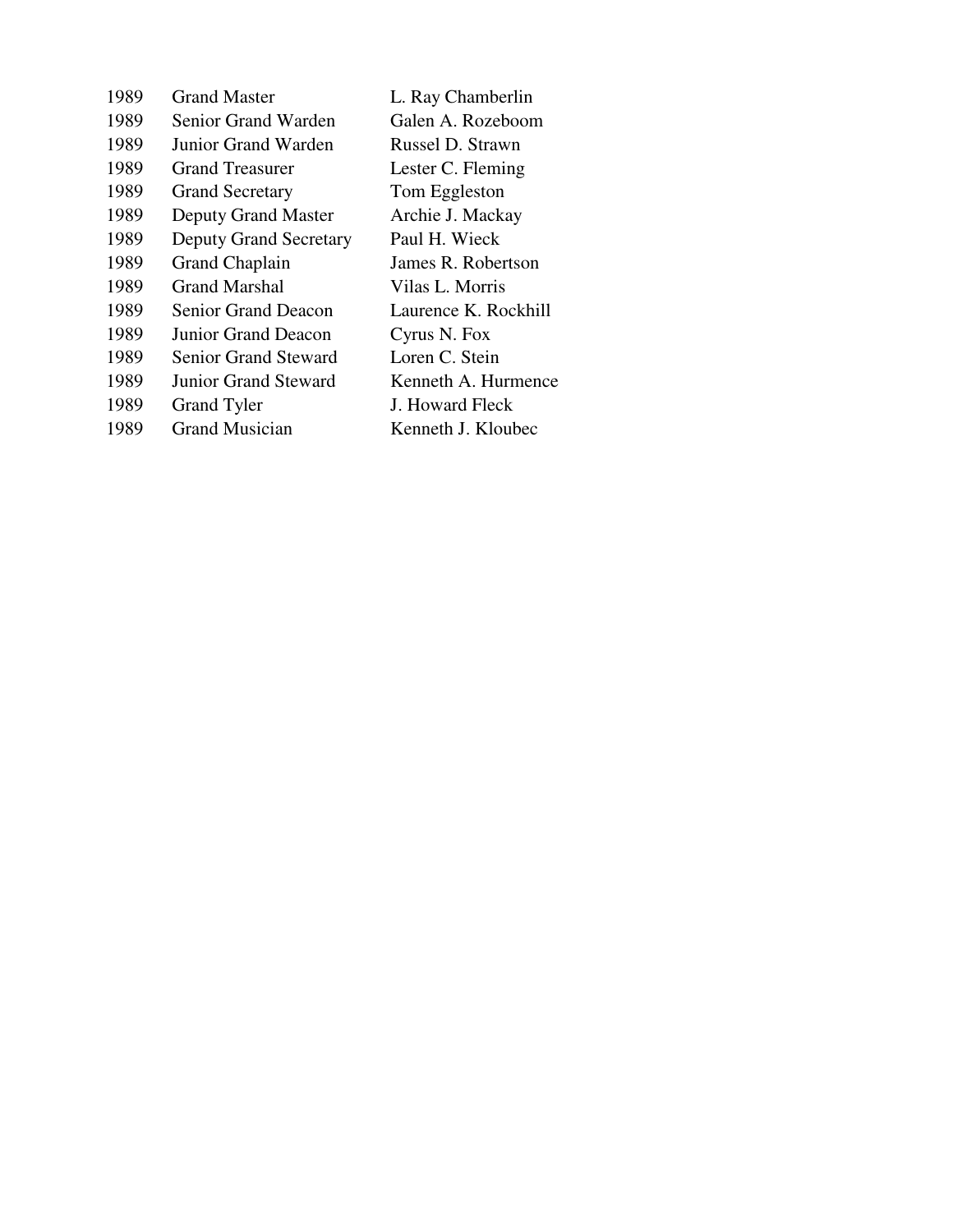| | | |
|---|---|---|
| 1989 | Grand Master | L. Ray Chamberlin |
| 1989 | Senior Grand Warden | Galen A. Rozeboom |
| 1989 | Junior Grand Warden | Russel D. Strawn |
| 1989 | Grand Treasurer | Lester C. Fleming |
| 1989 | Grand Secretary | Tom Eggleston |
| 1989 | Deputy Grand Master | Archie J. Mackay |
| 1989 | Deputy Grand Secretary | Paul H. Wieck |
| 1989 | Grand Chaplain | James R. Robertson |
| 1989 | Grand Marshal | Vilas L. Morris |
| 1989 | Senior Grand Deacon | Laurence K. Rockhill |
| 1989 | Junior Grand Deacon | Cyrus N. Fox |
| 1989 | Senior Grand Steward | Loren C. Stein |
| 1989 | Junior Grand Steward | Kenneth A. Hurmence |
| 1989 | Grand Tyler | J. Howard Fleck |
| 1989 | Grand Musician | Kenneth J. Kloubec |